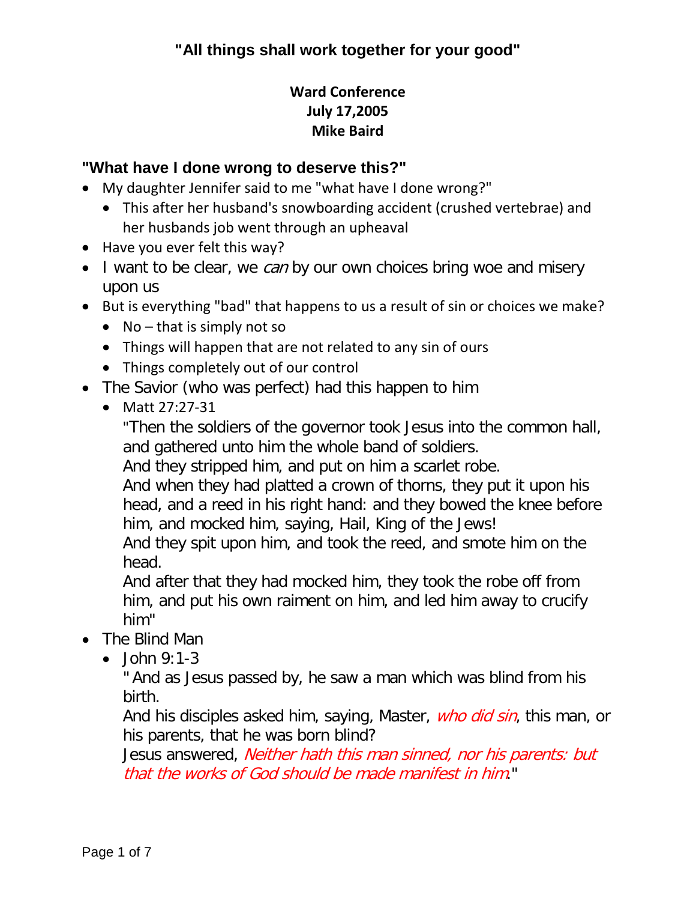# "All things shall work together for your good"

**Ward Conference**
**July 17,2005**
**Mike Baird**

## "What have I done wrong to deserve this?"

- My daughter Jennifer said to me "what have I done wrong?"
  - This after her husband's snowboarding accident (crushed vertebrae) and her husbands job went through an upheaval
- Have you ever felt this way?
- I want to be clear, we *can* by our own choices bring woe and misery upon us
- But is everything "bad" that happens to us a result of sin or choices we make?
  - No – that is simply not so
  - Things will happen that are not related to any sin of ours
  - Things completely out of our control
- The Savior (who was perfect) had this happen to him
  - Matt 27:27-31

    "Then the soldiers of the governor took Jesus into the common hall, and gathered unto him the whole band of soldiers.
    And they stripped him, and put on him a scarlet robe.
    And when they had platted a crown of thorns, they put it upon his head, and a reed in his right hand: and they bowed the knee before him, and mocked him, saying, Hail, King of the Jews!
    And they spit upon him, and took the reed, and smote him on the head.
    And after that they had mocked him, they took the robe off from him, and put his own raiment on him, and led him away to crucify him"
- The Blind Man
  - John 9:1-3

    " And as Jesus passed by, he saw a man which was blind from his birth.
    And his disciples asked him, saying, Master, *who did sin*, this man, or his parents, that he was born blind?
    Jesus answered, *Neither hath this man sinned, nor his parents: but that the works of God should be made manifest in him*."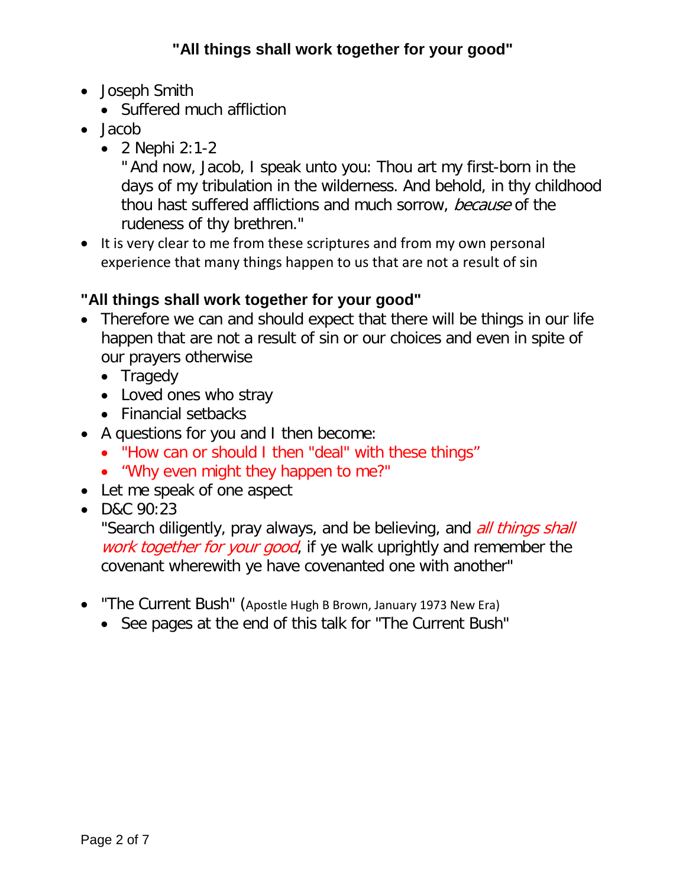## "All things shall work together for your good"

- Joseph Smith
  - Suffered much affliction
- Jacob
  - 2 Nephi 2:1-2
    "And now, Jacob, I speak unto you: Thou art my first-born in the days of my tribulation in the wilderness. And behold, in thy childhood thou hast suffered afflictions and much sorrow, *because* of the rudeness of thy brethren."
- It is very clear to me from these scriptures and from my own personal experience that many things happen to us that are not a result of sin

### "All things shall work together for your good"

- Therefore we can and should expect that there will be things in our life happen that are not a result of sin or our choices and even in spite of our prayers otherwise
  - Tragedy
  - Loved ones who stray
  - Financial setbacks
- A questions for you and I then become:
  - "How can or should I then "deal" with these things"
  - "Why even might they happen to me?"
- Let me speak of one aspect
- D&C 90:23
  "Search diligently, pray always, and be believing, and *all things shall work together for your good*, if ye walk uprightly and remember the covenant wherewith ye have covenanted one with another"
- "The Current Bush" (Apostle Hugh B Brown, January 1973 New Era)
  - See pages at the end of this talk for "The Current Bush"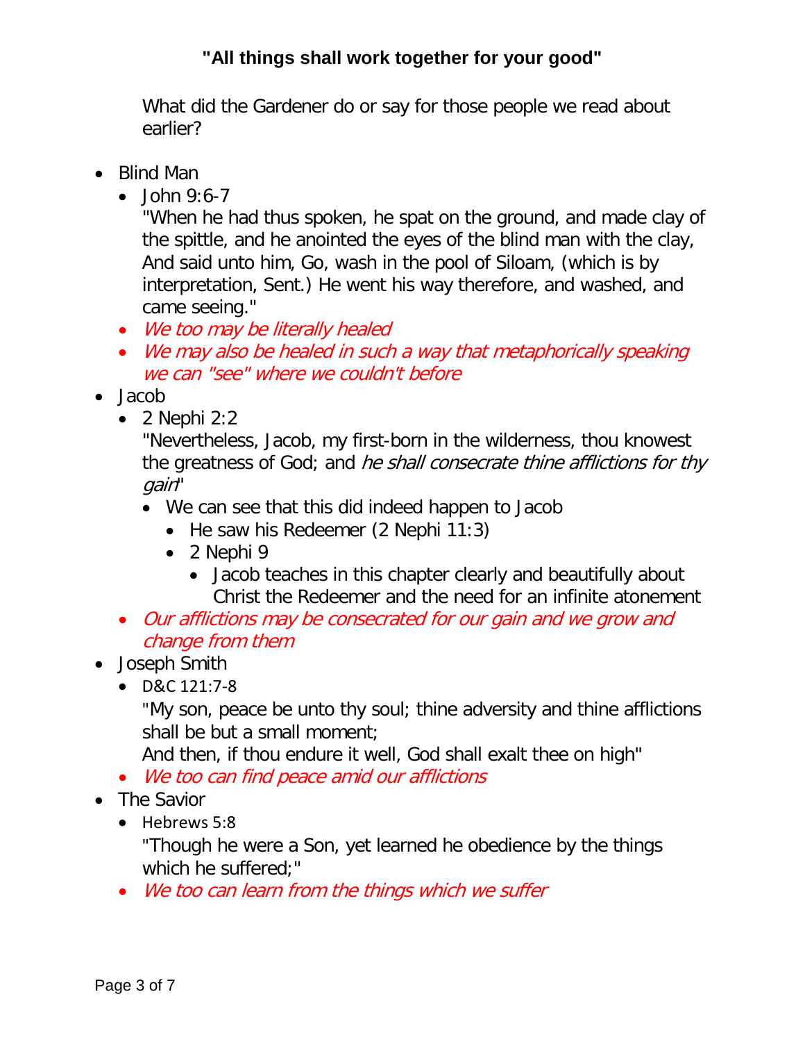**"All things shall work together for your good"**

What did the Gardener do or say for those people we read about earlier?

- Blind Man
  - John 9:6-7
    "When he had thus spoken, he spat on the ground, and made clay of the spittle, and he anointed the eyes of the blind man with the clay, And said unto him, Go, wash in the pool of Siloam, (which is by interpretation, Sent.) He went his way therefore, and washed, and came seeing."
  - *We too may be literally healed*
  - *We may also be healed in such a way that metaphorically speaking we can "see" where we couldn't before*
- Jacob
  - 2 Nephi 2:2
    "Nevertheless, Jacob, my first-born in the wilderness, thou knowest the greatness of God; and *he shall consecrate thine afflictions for thy gain*"
    - We can see that this did indeed happen to Jacob
      - He saw his Redeemer (2 Nephi 11:3)
      - 2 Nephi 9
        - Jacob teaches in this chapter clearly and beautifully about Christ the Redeemer and the need for an infinite atonement
  - *Our afflictions may be consecrated for our gain and we grow and change from them*
- Joseph Smith
  - D&C 121:7-8
    "My son, peace be unto thy soul; thine adversity and thine afflictions shall be but a small moment;
    And then, if thou endure it well, God shall exalt thee on high"
  - *We too can find peace amid our afflictions*
- The Savior
  - Hebrews 5:8
    "Though he were a Son, yet learned he obedience by the things which he suffered;"
  - *We too can learn from the things which we suffer*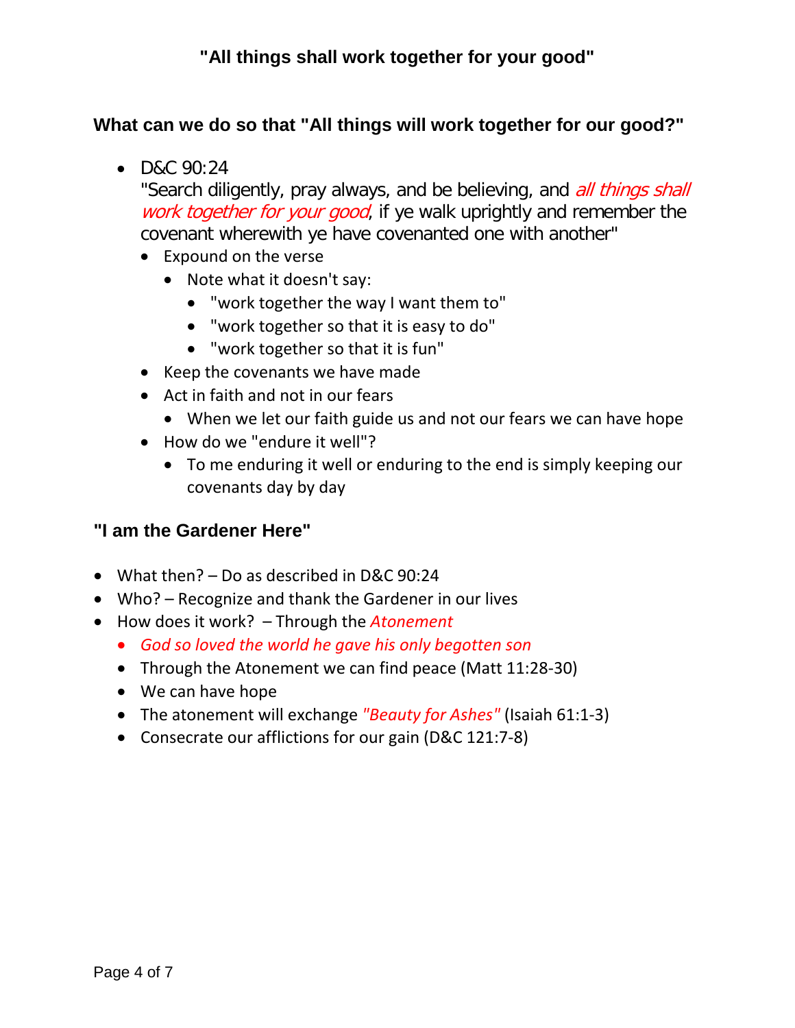## "All things shall work together for your good"

### What can we do so that "All things will work together for our good?"

- D&C 90:24
  "Search diligently, pray always, and be believing, and *all things shall work together for your good*, if ye walk uprightly and remember the covenant wherewith ye have covenanted one with another"
  - Expound on the verse
    - Note what it doesn't say:
      - "work together the way I want them to"
      - "work together so that it is easy to do"
      - "work together so that it is fun"
  - Keep the covenants we have made
  - Act in faith and not in our fears
    - When we let our faith guide us and not our fears we can have hope
  - How do we "endure it well"?
    - To me enduring it well or enduring to the end is simply keeping our covenants day by day

### "I am the Gardener Here"

- What then? – Do as described in D&C 90:24
- Who? – Recognize and thank the Gardener in our lives
- How does it work? – Through the *Atonement*
  - *God so loved the world he gave his only begotten son*
  - Through the Atonement we can find peace (Matt 11:28-30)
  - We can have hope
  - The atonement will exchange *"Beauty for Ashes"* (Isaiah 61:1-3)
  - Consecrate our afflictions for our gain (D&C 121:7-8)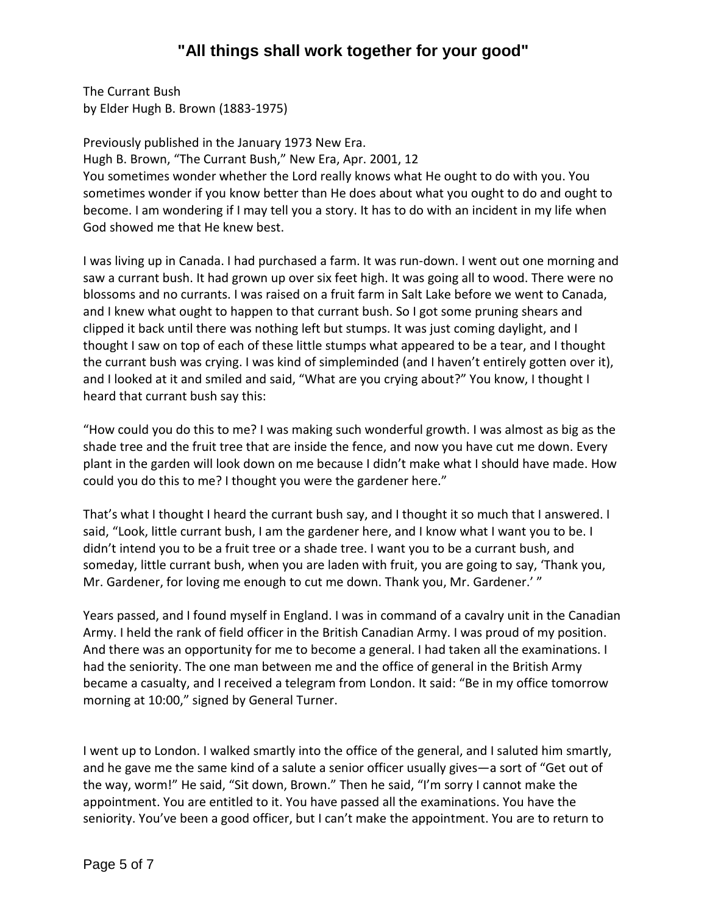The Currant Bush
by Elder Hugh B. Brown (1883-1975)

Previously published in the January 1973 New Era.
Hugh B. Brown, "The Currant Bush," New Era, Apr. 2001, 12
You sometimes wonder whether the Lord really knows what He ought to do with you. You sometimes wonder if you know better than He does about what you ought to do and ought to become. I am wondering if I may tell you a story. It has to do with an incident in my life when God showed me that He knew best.

I was living up in Canada. I had purchased a farm. It was run-down. I went out one morning and saw a currant bush. It had grown up over six feet high. It was going all to wood. There were no blossoms and no currants. I was raised on a fruit farm in Salt Lake before we went to Canada, and I knew what ought to happen to that currant bush. So I got some pruning shears and clipped it back until there was nothing left but stumps. It was just coming daylight, and I thought I saw on top of each of these little stumps what appeared to be a tear, and I thought the currant bush was crying. I was kind of simpleminded (and I haven't entirely gotten over it), and I looked at it and smiled and said, "What are you crying about?" You know, I thought I heard that currant bush say this:

"How could you do this to me? I was making such wonderful growth. I was almost as big as the shade tree and the fruit tree that are inside the fence, and now you have cut me down. Every plant in the garden will look down on me because I didn't make what I should have made. How could you do this to me? I thought you were the gardener here."

That's what I thought I heard the currant bush say, and I thought it so much that I answered. I said, "Look, little currant bush, I am the gardener here, and I know what I want you to be. I didn't intend you to be a fruit tree or a shade tree. I want you to be a currant bush, and someday, little currant bush, when you are laden with fruit, you are going to say, 'Thank you, Mr. Gardener, for loving me enough to cut me down. Thank you, Mr. Gardener.' "

Years passed, and I found myself in England. I was in command of a cavalry unit in the Canadian Army. I held the rank of field officer in the British Canadian Army. I was proud of my position. And there was an opportunity for me to become a general. I had taken all the examinations. I had the seniority. The one man between me and the office of general in the British Army became a casualty, and I received a telegram from London. It said: "Be in my office tomorrow morning at 10:00," signed by General Turner.

I went up to London. I walked smartly into the office of the general, and I saluted him smartly, and he gave me the same kind of a salute a senior officer usually gives—a sort of "Get out of the way, worm!" He said, "Sit down, Brown." Then he said, "I'm sorry I cannot make the appointment. You are entitled to it. You have passed all the examinations. You have the seniority. You've been a good officer, but I can't make the appointment. You are to return to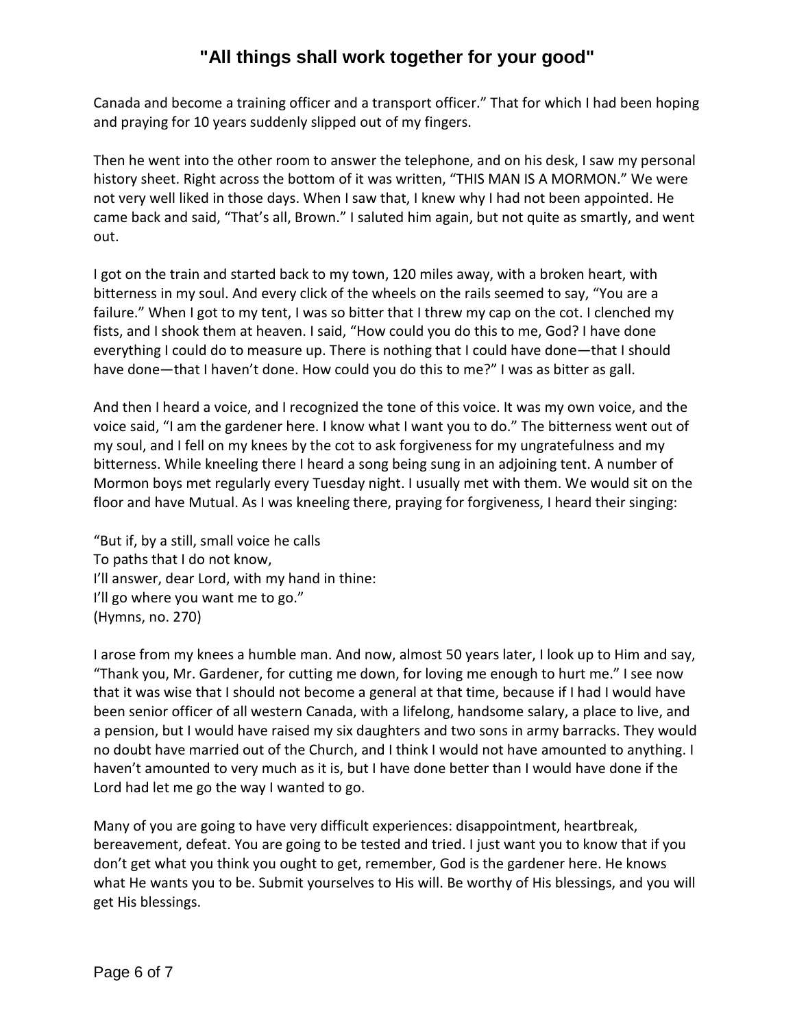Canada and become a training officer and a transport officer." That for which I had been hoping and praying for 10 years suddenly slipped out of my fingers.

Then he went into the other room to answer the telephone, and on his desk, I saw my personal history sheet. Right across the bottom of it was written, "THIS MAN IS A MORMON." We were not very well liked in those days. When I saw that, I knew why I had not been appointed. He came back and said, "That's all, Brown." I saluted him again, but not quite as smartly, and went out.

I got on the train and started back to my town, 120 miles away, with a broken heart, with bitterness in my soul. And every click of the wheels on the rails seemed to say, "You are a failure." When I got to my tent, I was so bitter that I threw my cap on the cot. I clenched my fists, and I shook them at heaven. I said, "How could you do this to me, God? I have done everything I could do to measure up. There is nothing that I could have done—that I should have done—that I haven't done. How could you do this to me?" I was as bitter as gall.

And then I heard a voice, and I recognized the tone of this voice. It was my own voice, and the voice said, "I am the gardener here. I know what I want you to do." The bitterness went out of my soul, and I fell on my knees by the cot to ask forgiveness for my ungratefulness and my bitterness. While kneeling there I heard a song being sung in an adjoining tent. A number of Mormon boys met regularly every Tuesday night. I usually met with them. We would sit on the floor and have Mutual. As I was kneeling there, praying for forgiveness, I heard their singing:

"But if, by a still, small voice he calls  
To paths that I do not know,  
I'll answer, dear Lord, with my hand in thine:  
I'll go where you want me to go."  
(Hymns, no. 270)

I arose from my knees a humble man. And now, almost 50 years later, I look up to Him and say, "Thank you, Mr. Gardener, for cutting me down, for loving me enough to hurt me." I see now that it was wise that I should not become a general at that time, because if I had I would have been senior officer of all western Canada, with a lifelong, handsome salary, a place to live, and a pension, but I would have raised my six daughters and two sons in army barracks. They would no doubt have married out of the Church, and I think I would not have amounted to anything. I haven't amounted to very much as it is, but I have done better than I would have done if the Lord had let me go the way I wanted to go.

Many of you are going to have very difficult experiences: disappointment, heartbreak, bereavement, defeat. You are going to be tested and tried. I just want you to know that if you don't get what you think you ought to get, remember, God is the gardener here. He knows what He wants you to be. Submit yourselves to His will. Be worthy of His blessings, and you will get His blessings.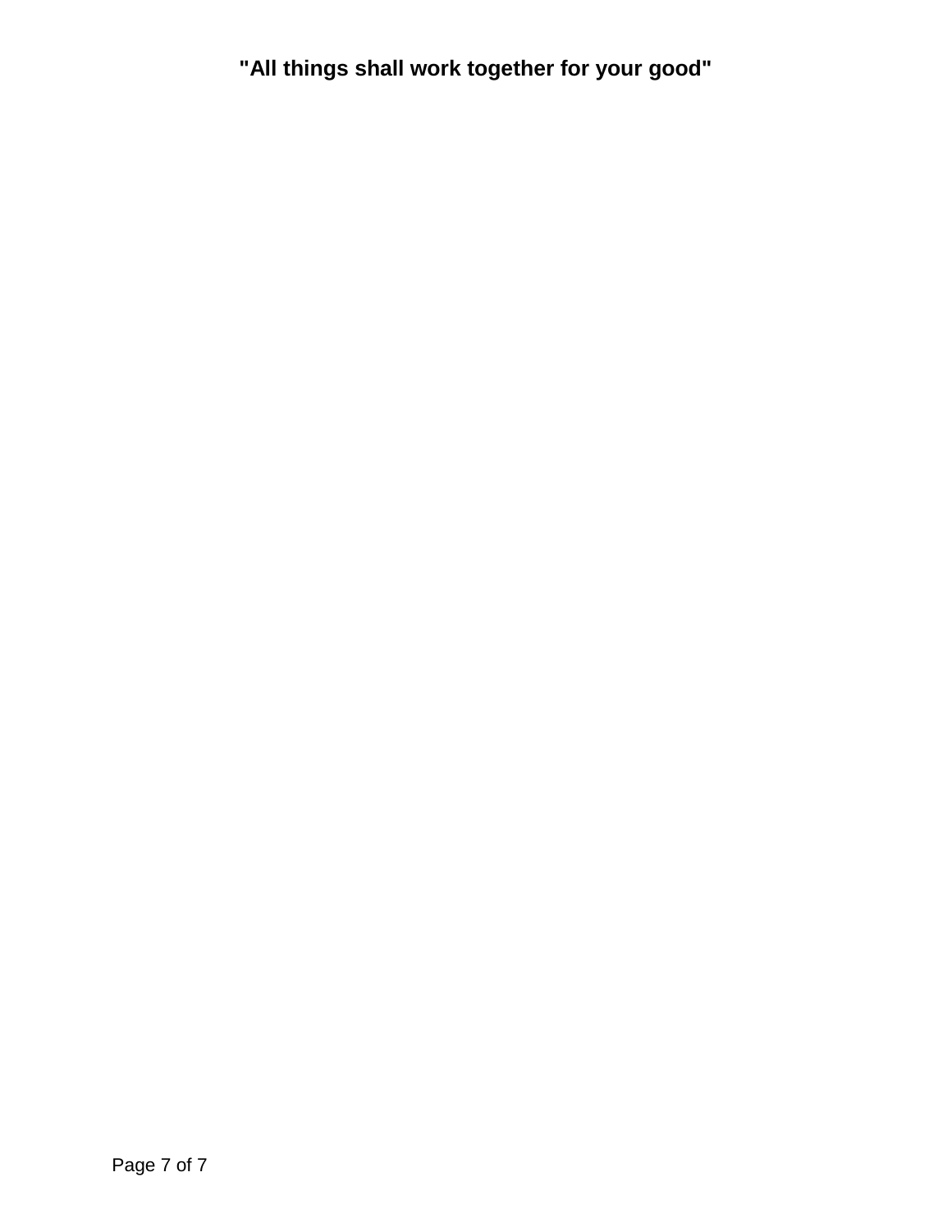**"All things shall work together for your good"**